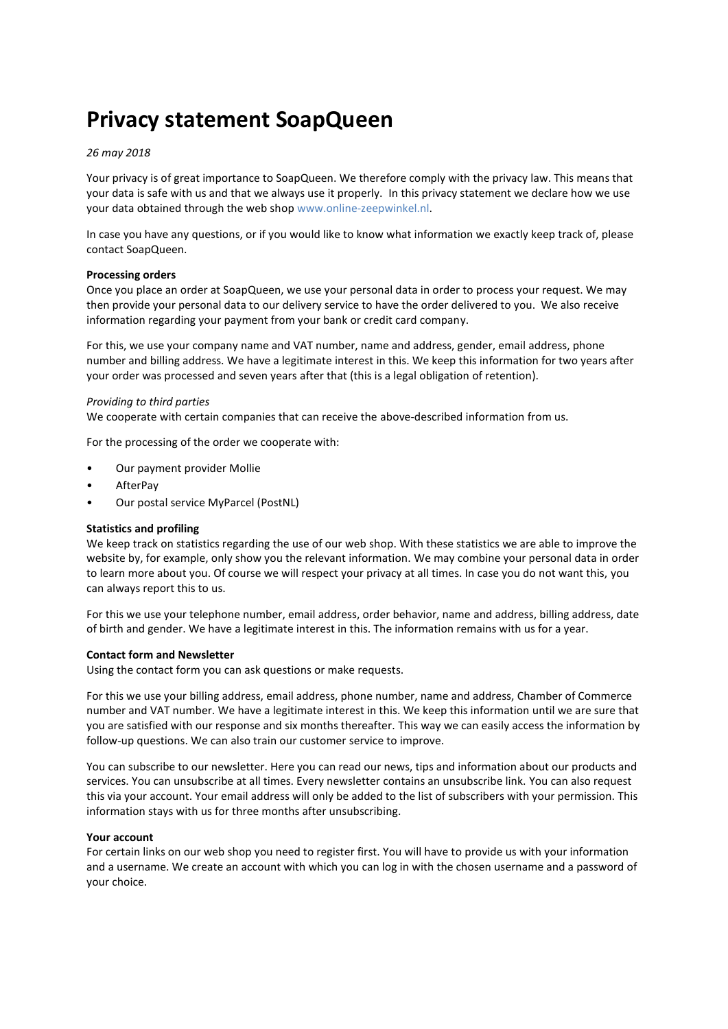# Privacy statement SoapQueen

*26 may 2018*

Your privacy is of great importance to SoapQueen. We therefore comply with the privacy law. This means that your data is safe with us and that we always use it properly.  In this privacy statement we declare how we use your data obtained through the web shop www.online-zeepwinkel.nl.

In case you have any questions, or if you would like to know what information we exactly keep track of, please contact SoapQueen.

**Processing orders**
Once you place an order at SoapQueen, we use your personal data in order to process your request. We may then provide your personal data to our delivery service to have the order delivered to you.  We also receive information regarding your payment from your bank or credit card company.

For this, we use your company name and VAT number, name and address, gender, email address, phone number and billing address. We have a legitimate interest in this. We keep this information for two years after your order was processed and seven years after that (this is a legal obligation of retention).

*Providing to third parties*
We cooperate with certain companies that can receive the above-described information from us.

For the processing of the order we cooperate with:

- Our payment provider Mollie
- AfterPay
- Our postal service MyParcel (PostNL)

**Statistics and profiling**
We keep track on statistics regarding the use of our web shop. With these statistics we are able to improve the website by, for example, only show you the relevant information. We may combine your personal data in order to learn more about you. Of course we will respect your privacy at all times. In case you do not want this, you can always report this to us.

For this we use your telephone number, email address, order behavior, name and address, billing address, date of birth and gender. We have a legitimate interest in this. The information remains with us for a year.

**Contact form and Newsletter**
Using the contact form you can ask questions or make requests.

For this we use your billing address, email address, phone number, name and address, Chamber of Commerce number and VAT number. We have a legitimate interest in this. We keep this information until we are sure that you are satisfied with our response and six months thereafter. This way we can easily access the information by follow-up questions. We can also train our customer service to improve.

You can subscribe to our newsletter. Here you can read our news, tips and information about our products and services. You can unsubscribe at all times. Every newsletter contains an unsubscribe link. You can also request this via your account. Your email address will only be added to the list of subscribers with your permission. This information stays with us for three months after unsubscribing.

**Your account**
For certain links on our web shop you need to register first. You will have to provide us with your information and a username. We create an account with which you can log in with the chosen username and a password of your choice.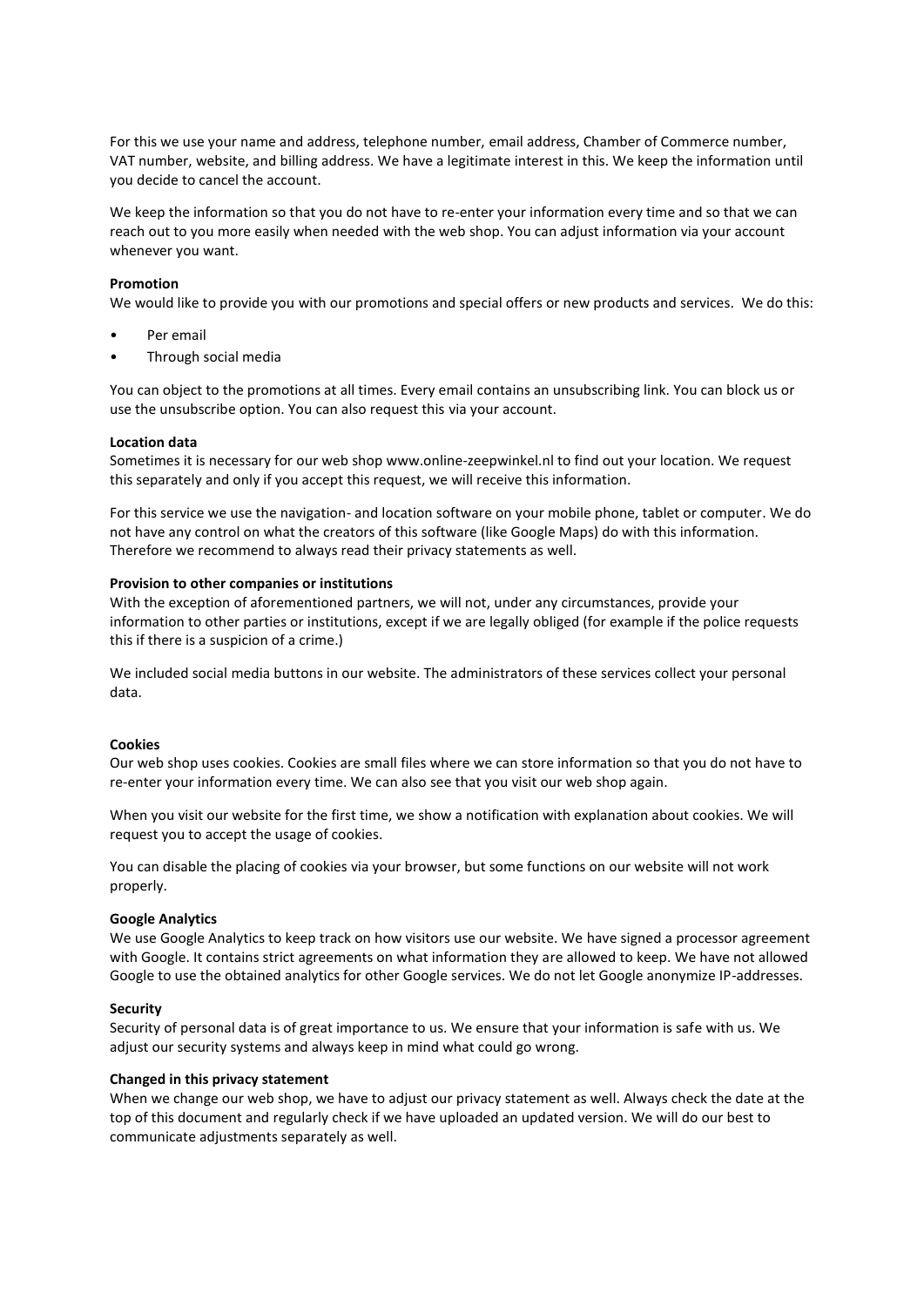For this we use your name and address, telephone number, email address, Chamber of Commerce number, VAT number, website, and billing address. We have a legitimate interest in this. We keep the information until you decide to cancel the account.

We keep the information so that you do not have to re-enter your information every time and so that we can reach out to you more easily when needed with the web shop. You can adjust information via your account whenever you want.

**Promotion**
We would like to provide you with our promotions and special offers or new products and services.  We do this:

- Per email
- Through social media

You can object to the promotions at all times. Every email contains an unsubscribing link. You can block us or use the unsubscribe option. You can also request this via your account.

**Location data**
Sometimes it is necessary for our web shop www.online-zeepwinkel.nl to find out your location. We request this separately and only if you accept this request, we will receive this information.

For this service we use the navigation- and location software on your mobile phone, tablet or computer. We do not have any control on what the creators of this software (like Google Maps) do with this information. Therefore we recommend to always read their privacy statements as well.

**Provision to other companies or institutions**
With the exception of aforementioned partners, we will not, under any circumstances, provide your information to other parties or institutions, except if we are legally obliged (for example if the police requests this if there is a suspicion of a crime.)

We included social media buttons in our website. The administrators of these services collect your personal data.

**Cookies**
Our web shop uses cookies. Cookies are small files where we can store information so that you do not have to re-enter your information every time. We can also see that you visit our web shop again.

When you visit our website for the first time, we show a notification with explanation about cookies. We will request you to accept the usage of cookies.

You can disable the placing of cookies via your browser, but some functions on our website will not work properly.

**Google Analytics**
We use Google Analytics to keep track on how visitors use our website. We have signed a processor agreement with Google. It contains strict agreements on what information they are allowed to keep. We have not allowed Google to use the obtained analytics for other Google services. We do not let Google anonymize IP-addresses.

**Security**
Security of personal data is of great importance to us. We ensure that your information is safe with us. We adjust our security systems and always keep in mind what could go wrong.

**Changed in this privacy statement**
When we change our web shop, we have to adjust our privacy statement as well. Always check the date at the top of this document and regularly check if we have uploaded an updated version. We will do our best to communicate adjustments separately as well.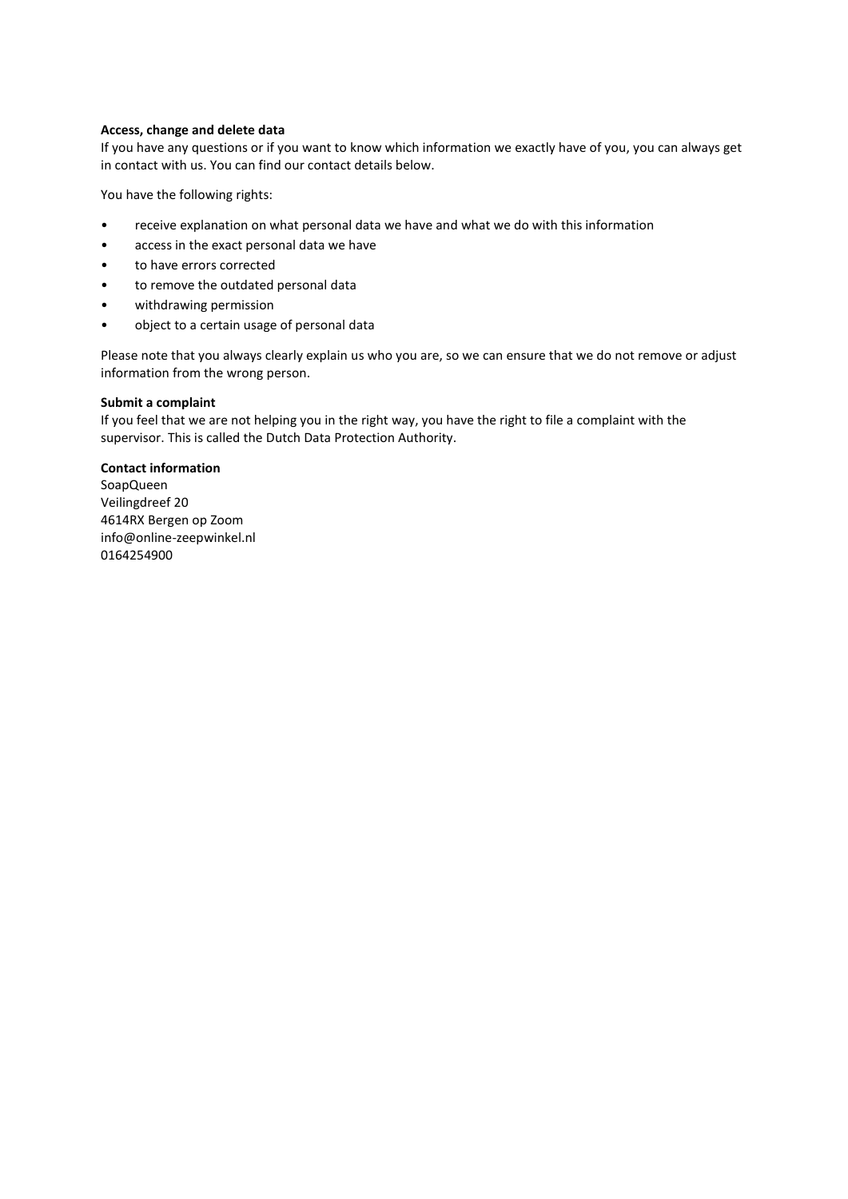**Access, change and delete data**

If you have any questions or if you want to know which information we exactly have of you, you can always get in contact with us. You can find our contact details below.

You have the following rights:

- receive explanation on what personal data we have and what we do with this information
- access in the exact personal data we have
- to have errors corrected
- to remove the outdated personal data
- withdrawing permission
- object to a certain usage of personal data

Please note that you always clearly explain us who you are, so we can ensure that we do not remove or adjust information from the wrong person.

**Submit a complaint**

If you feel that we are not helping you in the right way, you have the right to file a complaint with the supervisor. This is called the Dutch Data Protection Authority.

**Contact information**

SoapQueen
Veilingdreef 20
4614RX Bergen op Zoom
info@online-zeepwinkel.nl
0164254900